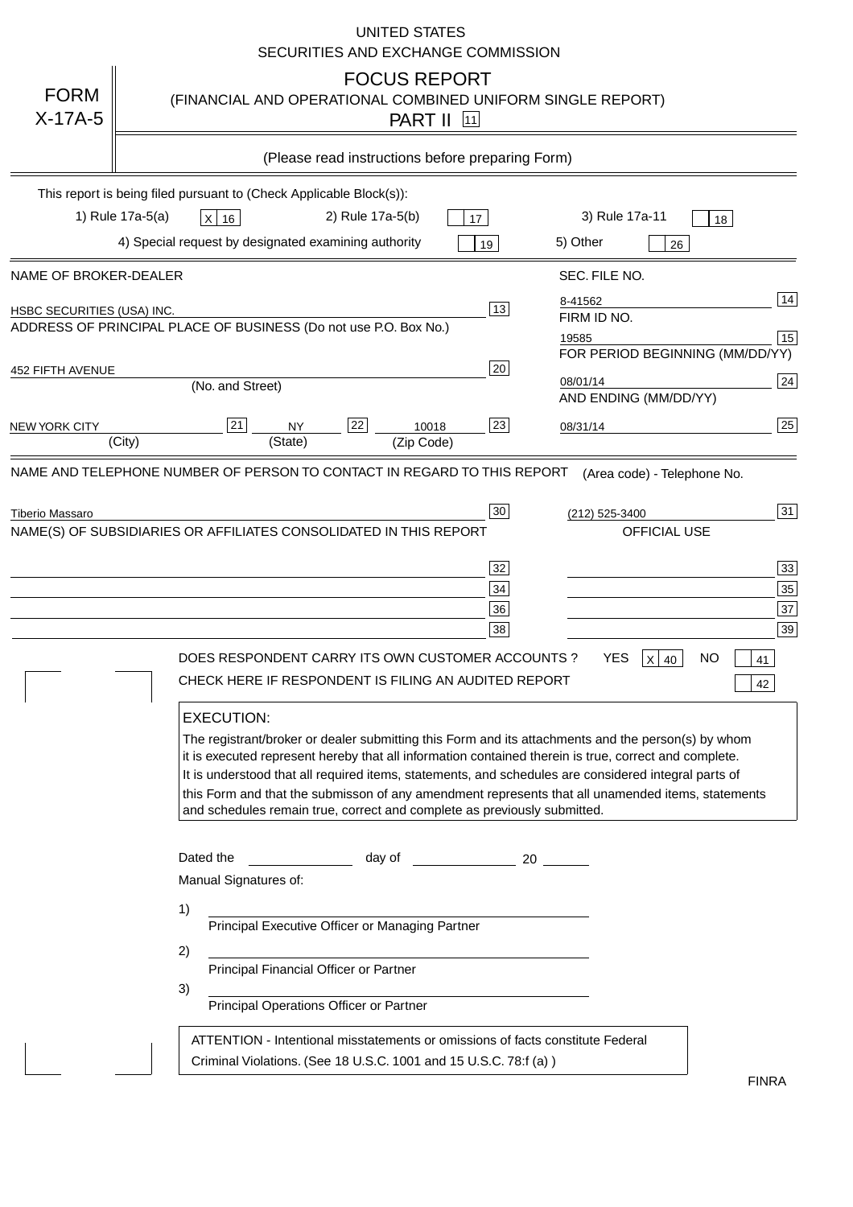UNITED STATES
SECURITIES AND EXCHANGE COMMISSION

# FORM X-17A-5

## FOCUS REPORT
(FINANCIAL AND OPERATIONAL COMBINED UNIFORM SINGLE REPORT)
PART II [11]

(Please read instructions before preparing Form)

This report is being filed pursuant to (Check Applicable Block(s)):

1) Rule 17a-5(a) [X] [16] 2) Rule 17a-5(b) [ ] [17] 3) Rule 17a-11 [ ] [18]
4) Special request by designated examining authority [ ] [19] 5) Other [ ] [26]

| NAME OF BROKER-DEALER | | SEC. FILE NO. | |
|---|---|---|---|
| HSBC SECURITIES (USA) INC. | [13] | 8-41562 | [14] |
| ADDRESS OF PRINCIPAL PLACE OF BUSINESS (Do not use P.O. Box No.) | | FIRM ID NO. | |
| | | 19585 | [15] |
| 452 FIFTH AVENUE (No. and Street) | [20] | FOR PERIOD BEGINNING (MM/DD/YY) 08/01/14 | [24] |
| NEW YORK CITY (City) [21] NY (State) [22] 10018 (Zip Code) | [23] | AND ENDING (MM/DD/YY) 08/31/14 | [25] |

NAME AND TELEPHONE NUMBER OF PERSON TO CONTACT IN REGARD TO THIS REPORT — (Area code) - Telephone No.

Tiberio Massaro [30] (212) 525-3400 [31]

NAME(S) OF SUBSIDIARIES OR AFFILIATES CONSOLIDATED IN THIS REPORT — OFFICIAL USE

| | | | |
|---|---|---|---|
| | [32] | | [33] |
| | [34] | | [35] |
| | [36] | | [37] |
| | [38] | | [39] |

DOES RESPONDENT CARRY ITS OWN CUSTOMER ACCOUNTS ? YES [X] [40] NO [ ] [41]

CHECK HERE IF RESPONDENT IS FILING AN AUDITED REPORT [ ] [42]

**EXECUTION:**

The registrant/broker or dealer submitting this Form and its attachments and the person(s) by whom it is executed represent hereby that all information contained therein is true, correct and complete. It is understood that all required items, statements, and schedules are considered integral parts of this Form and that the submisson of any amendment represents that all unamended items, statements and schedules remain true, correct and complete as previously submitted.

Dated the ____________ day of ____________ 20 ______

Manual Signatures of:

1) ______________________________
Principal Executive Officer or Managing Partner

2) ______________________________
Principal Financial Officer or Partner

3) ______________________________
Principal Operations Officer or Partner

ATTENTION - Intentional misstatements or omissions of facts constitute Federal Criminal Violations. (See 18 U.S.C. 1001 and 15 U.S.C. 78:f (a) )

FINRA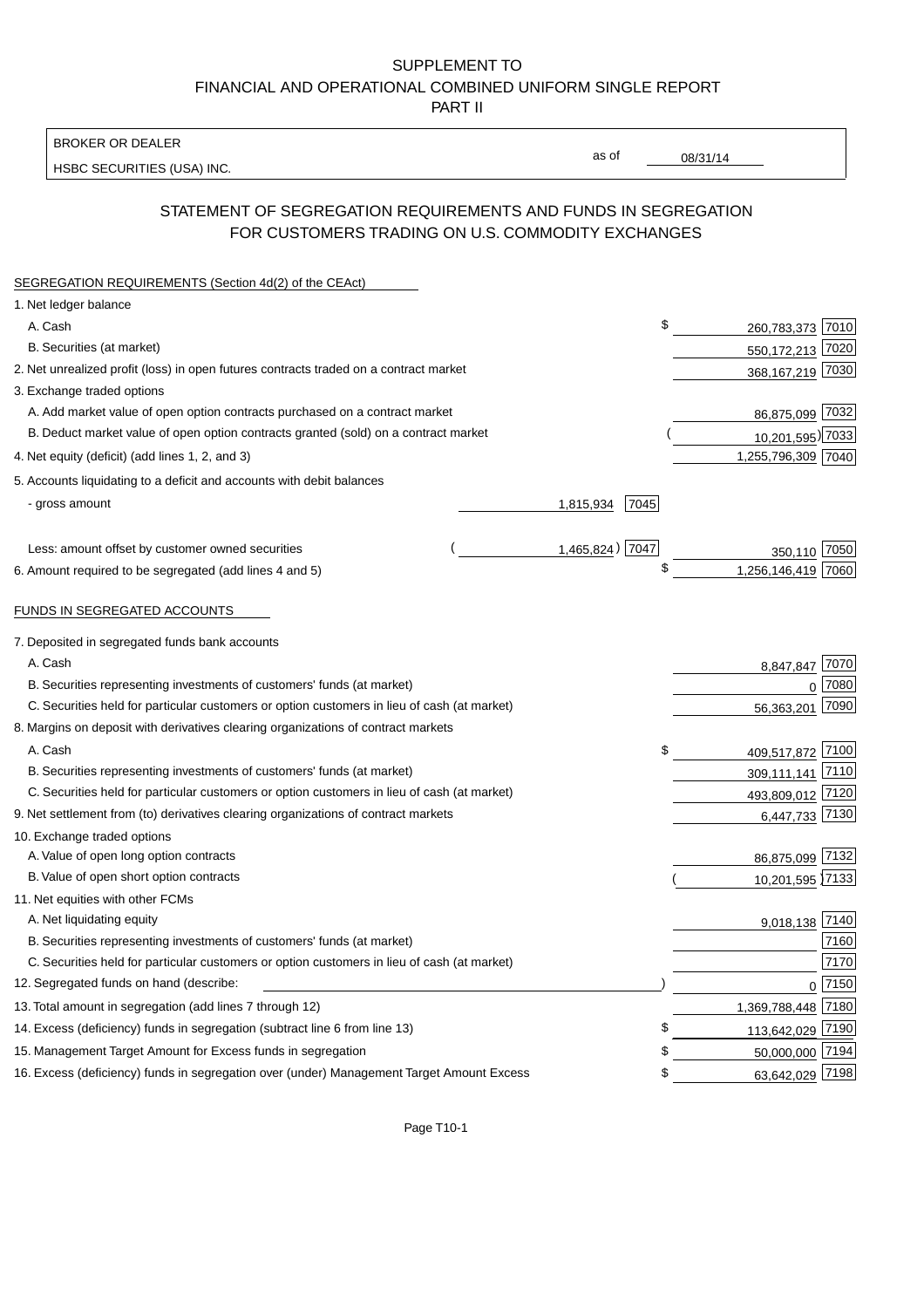SUPPLEMENT TO
FINANCIAL AND OPERATIONAL COMBINED UNIFORM SINGLE REPORT
PART II

BROKER OR DEALER
HSBC SECURITIES (USA) INC.

as of 08/31/14

## STATEMENT OF SEGREGATION REQUIREMENTS AND FUNDS IN SEGREGATION FOR CUSTOMERS TRADING ON U.S. COMMODITY EXCHANGES

SEGREGATION REQUIREMENTS (Section 4d(2) of the CEAct)

| Item | | | Amount | Code |
|---|---|---|---|---|
| 1. Net ledger balance | | | | |
| A. Cash | | | $ 260,783,373 | 7010 |
| B. Securities (at market) | | | 550,172,213 | 7020 |
| 2. Net unrealized profit (loss) in open futures contracts traded on a contract market | | | 368,167,219 | 7030 |
| 3. Exchange traded options | | | | |
| A. Add market value of open option contracts purchased on a contract market | | | 86,875,099 | 7032 |
| B. Deduct market value of open option contracts granted (sold) on a contract market | | | (10,201,595) | 7033 |
| 4. Net equity (deficit) (add lines 1, 2, and 3) | | | 1,255,796,309 | 7040 |
| 5. Accounts liquidating to a deficit and accounts with debit balances | | | | |
| - gross amount | 1,815,934 | 7045 | | |
| Less: amount offset by customer owned securities | (1,465,824) | 7047 | 350,110 | 7050 |
| 6. Amount required to be segregated (add lines 4 and 5) | | | $ 1,256,146,419 | 7060 |

FUNDS IN SEGREGATED ACCOUNTS

| Item | Amount | Code |
|---|---|---|
| 7. Deposited in segregated funds bank accounts | | |
| A. Cash | 8,847,847 | 7070 |
| B. Securities representing investments of customers' funds (at market) | 0 | 7080 |
| C. Securities held for particular customers or option customers in lieu of cash (at market) | 56,363,201 | 7090 |
| 8. Margins on deposit with derivatives clearing organizations of contract markets | | |
| A. Cash | $ 409,517,872 | 7100 |
| B. Securities representing investments of customers' funds (at market) | 309,111,141 | 7110 |
| C. Securities held for particular customers or option customers in lieu of cash (at market) | 493,809,012 | 7120 |
| 9. Net settlement from (to) derivatives clearing organizations of contract markets | 6,447,733 | 7130 |
| 10. Exchange traded options | | |
| A. Value of open long option contracts | 86,875,099 | 7132 |
| B. Value of open short option contracts | (10,201,595) | 7133 |
| 11. Net equities with other FCMs | | |
| A. Net liquidating equity | 9,018,138 | 7140 |
| B. Securities representing investments of customers' funds (at market) | | 7160 |
| C. Securities held for particular customers or option customers in lieu of cash (at market) | | 7170 |
| 12. Segregated funds on hand (describe: ) | 0 | 7150 |
| 13. Total amount in segregation (add lines 7 through 12) | 1,369,788,448 | 7180 |
| 14. Excess (deficiency) funds in segregation (subtract line 6 from line 13) | $ 113,642,029 | 7190 |
| 15. Management Target Amount for Excess funds in segregation | $ 50,000,000 | 7194 |
| 16. Excess (deficiency) funds in segregation over (under) Management Target Amount Excess | $ 63,642,029 | 7198 |

Page T10-1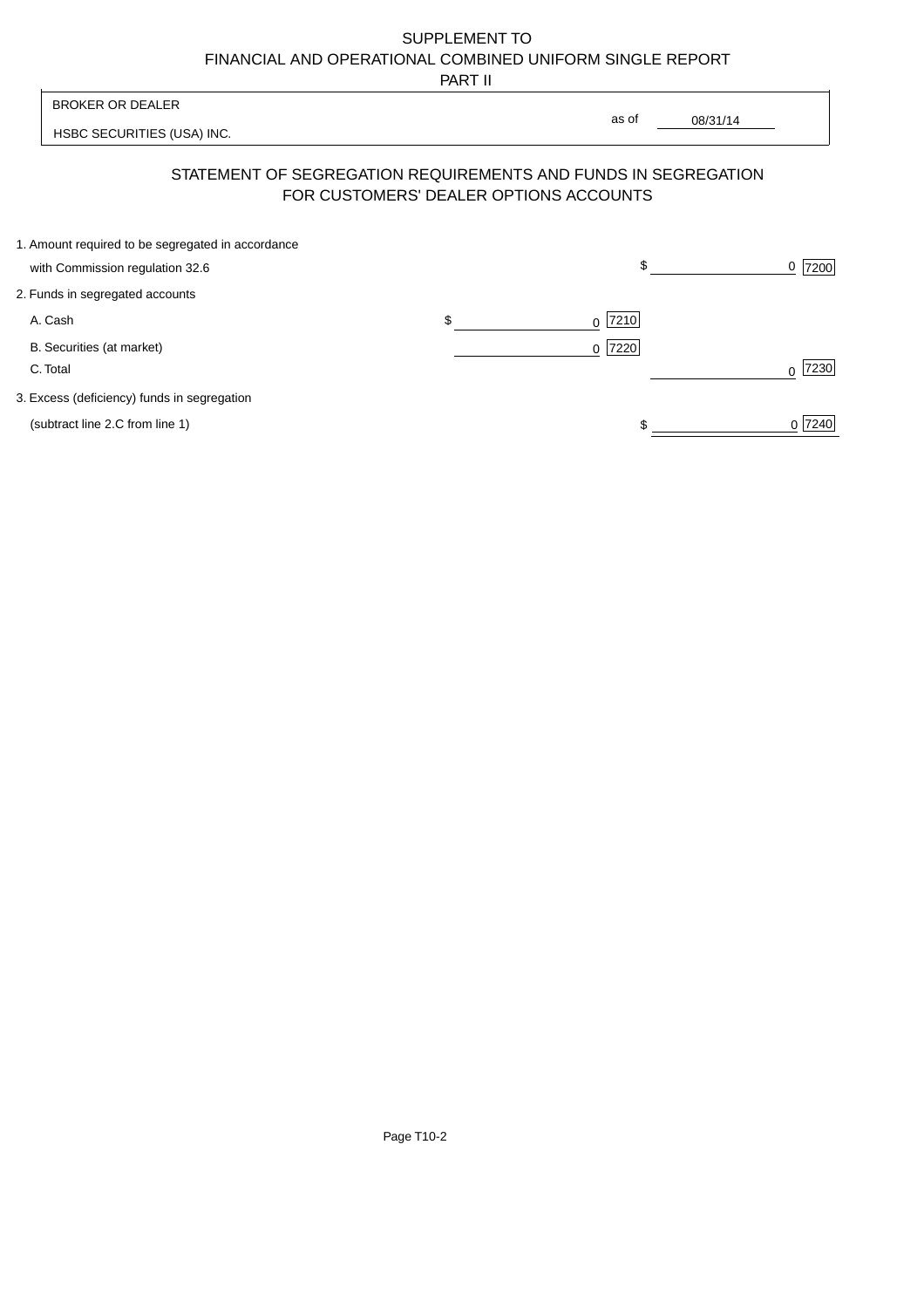SUPPLEMENT TO
FINANCIAL AND OPERATIONAL COMBINED UNIFORM SINGLE REPORT
PART II

| BROKER OR DEALER | |
|---|---|
| HSBC SECURITIES (USA) INC. | as of 08/31/14 |

## STATEMENT OF SEGREGATION REQUIREMENTS AND FUNDS IN SEGREGATION FOR CUSTOMERS' DEALER OPTIONS ACCOUNTS

| | | |
|---|---|---|
| 1. Amount required to be segregated in accordance with Commission regulation 32.6 | | $ 0 [7200] |
| 2. Funds in segregated accounts | | |
| A. Cash | $ 0 [7210] | |
| B. Securities (at market) | 0 [7220] | |
| C. Total | | 0 [7230] |
| 3. Excess (deficiency) funds in segregation (subtract line 2.C from line 1) | | $ 0 [7240] |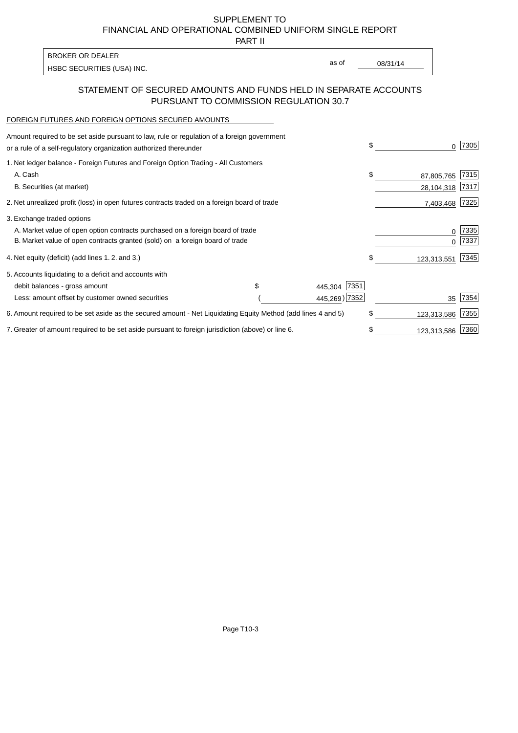SUPPLEMENT TO
FINANCIAL AND OPERATIONAL COMBINED UNIFORM SINGLE REPORT
PART II

BROKER OR DEALER
HSBC SECURITIES (USA) INC.

as of 08/31/14

## STATEMENT OF SECURED AMOUNTS AND FUNDS HELD IN SEPARATE ACCOUNTS PURSUANT TO COMMISSION REGULATION 30.7

FOREIGN FUTURES AND FOREIGN OPTIONS SECURED AMOUNTS

| | | | | |
|---|---|---|---|---|
| Amount required to be set aside pursuant to law, rule or regulation of a foreign government or a rule of a self-regulatory organization authorized thereunder | | | $ 0 | 7305 |
| 1. Net ledger balance - Foreign Futures and Foreign Option Trading - All Customers | | | | |
| A. Cash | | | $ 87,805,765 | 7315 |
| B. Securities (at market) | | | 28,104,318 | 7317 |
| 2. Net unrealized profit (loss) in open futures contracts traded on a foreign board of trade | | | 7,403,468 | 7325 |
| 3. Exchange traded options | | | | |
| A. Market value of open option contracts purchased on a foreign board of trade | | | 0 | 7335 |
| B. Market value of open contracts granted (sold) on a foreign board of trade | | | 0 | 7337 |
| 4. Net equity (deficit) (add lines 1. 2. and 3.) | | | $ 123,313,551 | 7345 |
| 5. Accounts liquidating to a deficit and accounts with | | | | |
| debit balances - gross amount | $ 445,304 | 7351 | | |
| Less: amount offset by customer owned securities | ( 445,269) | 7352 | 35 | 7354 |
| 6. Amount required to be set aside as the secured amount - Net Liquidating Equity Method (add lines 4 and 5) | | | $ 123,313,586 | 7355 |
| 7. Greater of amount required to be set aside pursuant to foreign jurisdiction (above) or line 6. | | | $ 123,313,586 | 7360 |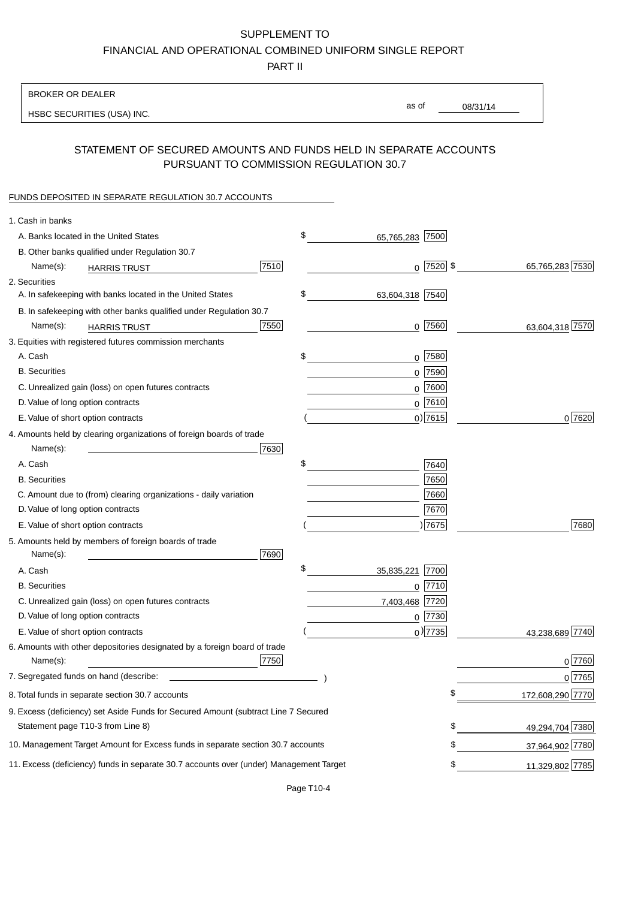SUPPLEMENT TO
FINANCIAL AND OPERATIONAL COMBINED UNIFORM SINGLE REPORT
PART II

BROKER OR DEALER
HSBC SECURITIES (USA) INC.

as of 08/31/14

## STATEMENT OF SECURED AMOUNTS AND FUNDS HELD IN SEPARATE ACCOUNTS PURSUANT TO COMMISSION REGULATION 30.7

FUNDS DEPOSITED IN SEPARATE REGULATION 30.7 ACCOUNTS

| | | | |
|---|---|---|---|
| 1. Cash in banks | | | |
| A. Banks located in the United States | | $ 65,765,283 [7500] | |
| B. Other banks qualified under Regulation 30.7 | | | |
| Name(s): HARRIS TRUST | [7510] | 0 [7520] | $ 65,765,283 [7530] |
| 2. Securities | | | |
| A. In safekeeping with banks located in the United States | | $ 63,604,318 [7540] | |
| B. In safekeeping with other banks qualified under Regulation 30.7 | | | |
| Name(s): HARRIS TRUST | [7550] | 0 [7560] | 63,604,318 [7570] |
| 3. Equities with registered futures commission merchants | | | |
| A. Cash | | $ 0 [7580] | |
| B. Securities | | 0 [7590] | |
| C. Unrealized gain (loss) on open futures contracts | | 0 [7600] | |
| D. Value of long option contracts | | 0 [7610] | |
| E. Value of short option contracts | | ( 0) [7615] | 0 [7620] |
| 4. Amounts held by clearing organizations of foreign boards of trade | | | |
| Name(s): | [7630] | | |
| A. Cash | | $ [7640] | |
| B. Securities | | [7650] | |
| C. Amount due to (from) clearing organizations - daily variation | | [7660] | |
| D. Value of long option contracts | | [7670] | |
| E. Value of short option contracts | | ( ) [7675] | [7680] |
| 5. Amounts held by members of foreign boards of trade | | | |
| Name(s): | [7690] | | |
| A. Cash | | $ 35,835,221 [7700] | |
| B. Securities | | 0 [7710] | |
| C. Unrealized gain (loss) on open futures contracts | | 7,403,468 [7720] | |
| D. Value of long option contracts | | 0 [7730] | |
| E. Value of short option contracts | | ( 0) [7735] | 43,238,689 [7740] |
| 6. Amounts with other depositories designated by a foreign board of trade | | | |
| Name(s): | [7750] | | 0 [7760] |
| 7. Segregated funds on hand (describe: ) | | | 0 [7765] |
| 8. Total funds in separate section 30.7 accounts | | | $ 172,608,290 [7770] |
| 9. Excess (deficiency) set Aside Funds for Secured Amount (subtract Line 7 Secured Statement page T10-3 from Line 8) | | | $ 49,294,704 [7380] |
| 10. Management Target Amount for Excess funds in separate section 30.7 accounts | | | $ 37,964,902 [7780] |
| 11. Excess (deficiency) funds in separate 30.7 accounts over (under) Management Target | | | $ 11,329,802 [7785] |

Page T10-4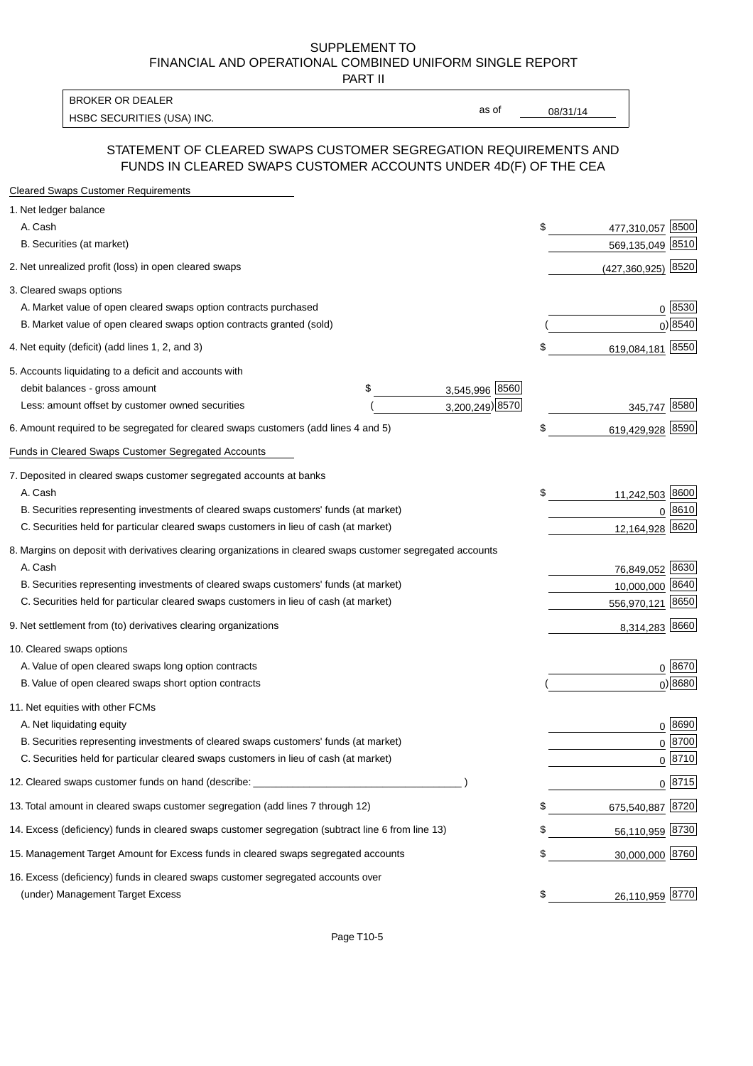SUPPLEMENT TO
FINANCIAL AND OPERATIONAL COMBINED UNIFORM SINGLE REPORT
PART II

| BROKER OR DEALER | | |
|---|---|---|
| HSBC SECURITIES (USA) INC. | as of | 08/31/14 |

## STATEMENT OF CLEARED SWAPS CUSTOMER SEGREGATION REQUIREMENTS AND FUNDS IN CLEARED SWAPS CUSTOMER ACCOUNTS UNDER 4D(F) OF THE CEA

| Cleared Swaps Customer Requirements | | | | |
|---|---|---|---|---|
| 1. Net ledger balance | | | | |
| A. Cash | | | $ 477,310,057 | 8500 |
| B. Securities (at market) | | | 569,135,049 | 8510 |
| 2. Net unrealized profit (loss) in open cleared swaps | | | (427,360,925) | 8520 |
| 3. Cleared swaps options | | | | |
| A. Market value of open cleared swaps option contracts purchased | | | 0 | 8530 |
| B. Market value of open cleared swaps option contracts granted (sold) | | | ( 0) | 8540 |
| 4. Net equity (deficit) (add lines 1, 2, and 3) | | | $ 619,084,181 | 8550 |
| 5. Accounts liquidating to a deficit and accounts with | | | | |
| debit balances - gross amount | $ 3,545,996 | 8560 | | |
| Less: amount offset by customer owned securities | ( 3,200,249) | 8570 | 345,747 | 8580 |
| 6. Amount required to be segregated for cleared swaps customers (add lines 4 and 5) | | | $ 619,429,928 | 8590 |
| **Funds in Cleared Swaps Customer Segregated Accounts** | | | | |
| 7. Deposited in cleared swaps customer segregated accounts at banks | | | | |
| A. Cash | | | $ 11,242,503 | 8600 |
| B. Securities representing investments of cleared swaps customers' funds (at market) | | | 0 | 8610 |
| C. Securities held for particular cleared swaps customers in lieu of cash (at market) | | | 12,164,928 | 8620 |
| 8. Margins on deposit with derivatives clearing organizations in cleared swaps customer segregated accounts | | | | |
| A. Cash | | | 76,849,052 | 8630 |
| B. Securities representing investments of cleared swaps customers' funds (at market) | | | 10,000,000 | 8640 |
| C. Securities held for particular cleared swaps customers in lieu of cash (at market) | | | 556,970,121 | 8650 |
| 9. Net settlement from (to) derivatives clearing organizations | | | 8,314,283 | 8660 |
| 10. Cleared swaps options | | | | |
| A. Value of open cleared swaps long option contracts | | | 0 | 8670 |
| B. Value of open cleared swaps short option contracts | | | ( 0) | 8680 |
| 11. Net equities with other FCMs | | | | |
| A. Net liquidating equity | | | 0 | 8690 |
| B. Securities representing investments of cleared swaps customers' funds (at market) | | | 0 | 8700 |
| C. Securities held for particular cleared swaps customers in lieu of cash (at market) | | | 0 | 8710 |
| 12. Cleared swaps customer funds on hand (describe: _______________ ) | | | 0 | 8715 |
| 13. Total amount in cleared swaps customer segregation (add lines 7 through 12) | | | $ 675,540,887 | 8720 |
| 14. Excess (deficiency) funds in cleared swaps customer segregation (subtract line 6 from line 13) | | | $ 56,110,959 | 8730 |
| 15. Management Target Amount for Excess funds in cleared swaps segregated accounts | | | $ 30,000,000 | 8760 |
| 16. Excess (deficiency) funds in cleared swaps customer segregated accounts over (under) Management Target Excess | | | $ 26,110,959 | 8770 |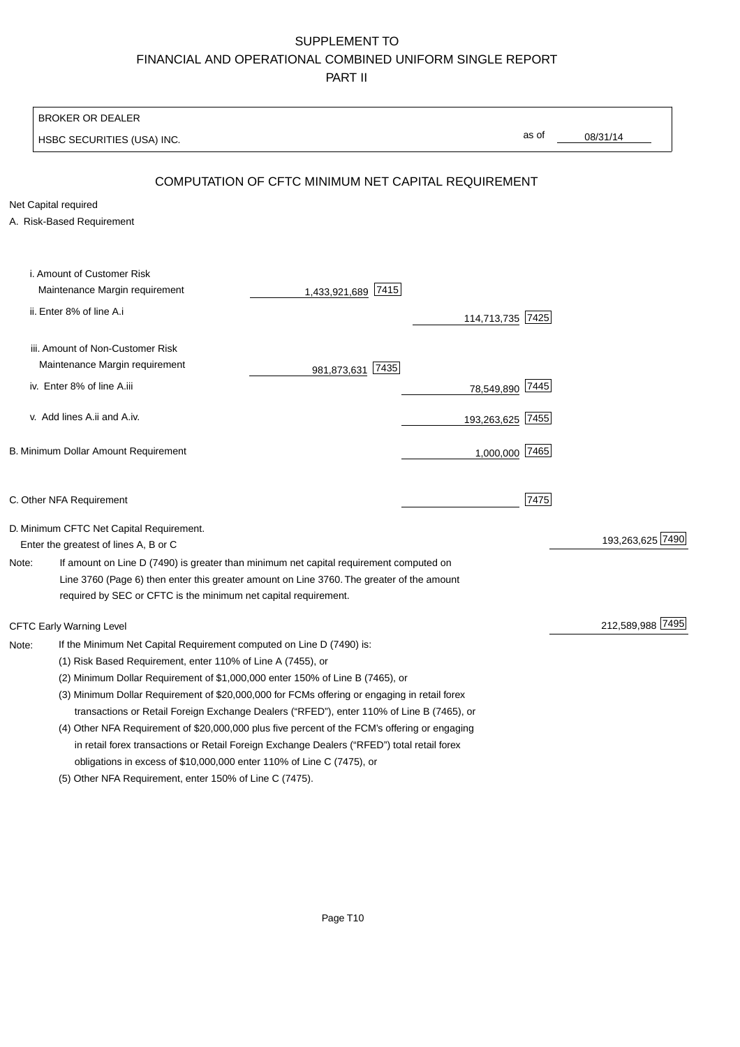# SUPPLEMENT TO
# FINANCIAL AND OPERATIONAL COMBINED UNIFORM SINGLE REPORT
## PART II

| | |
|---|---|
| BROKER OR DEALER | |
| HSBC SECURITIES (USA) INC. | as of 08/31/14 |

## COMPUTATION OF CFTC MINIMUM NET CAPITAL REQUIREMENT

Net Capital required

A. Risk-Based Requirement

| | | | |
|---|---|---|---|
| i. Amount of Customer Risk Maintenance Margin requirement | 1,433,921,689 [7415] | | |
| ii. Enter 8% of line A.i | | 114,713,735 [7425] | |
| iii. Amount of Non-Customer Risk Maintenance Margin requirement | 981,873,631 [7435] | | |
| iv. Enter 8% of line A.iii | | 78,549,890 [7445] | |
| v. Add lines A.ii and A.iv. | | 193,263,625 [7455] | |
| B. Minimum Dollar Amount Requirement | | 1,000,000 [7465] | |
| C. Other NFA Requirement | | [7475] | |
| D. Minimum CFTC Net Capital Requirement. Enter the greatest of lines A, B or C | | | 193,263,625 [7490] |

Note: If amount on Line D (7490) is greater than minimum net capital requirement computed on Line 3760 (Page 6) then enter this greater amount on Line 3760. The greater of the amount required by SEC or CFTC is the minimum net capital requirement.

CFTC Early Warning Level — 212,589,988 [7495]

Note: If the Minimum Net Capital Requirement computed on Line D (7490) is:

(1) Risk Based Requirement, enter 110% of Line A (7455), or

(2) Minimum Dollar Requirement of $1,000,000 enter 150% of Line B (7465), or

(3) Minimum Dollar Requirement of $20,000,000 for FCMs offering or engaging in retail forex transactions or Retail Foreign Exchange Dealers ("RFED"), enter 110% of Line B (7465), or

(4) Other NFA Requirement of $20,000,000 plus five percent of the FCM's offering or engaging in retail forex transactions or Retail Foreign Exchange Dealers ("RFED") total retail forex obligations in excess of $10,000,000 enter 110% of Line C (7475), or

(5) Other NFA Requirement, enter 150% of Line C (7475).